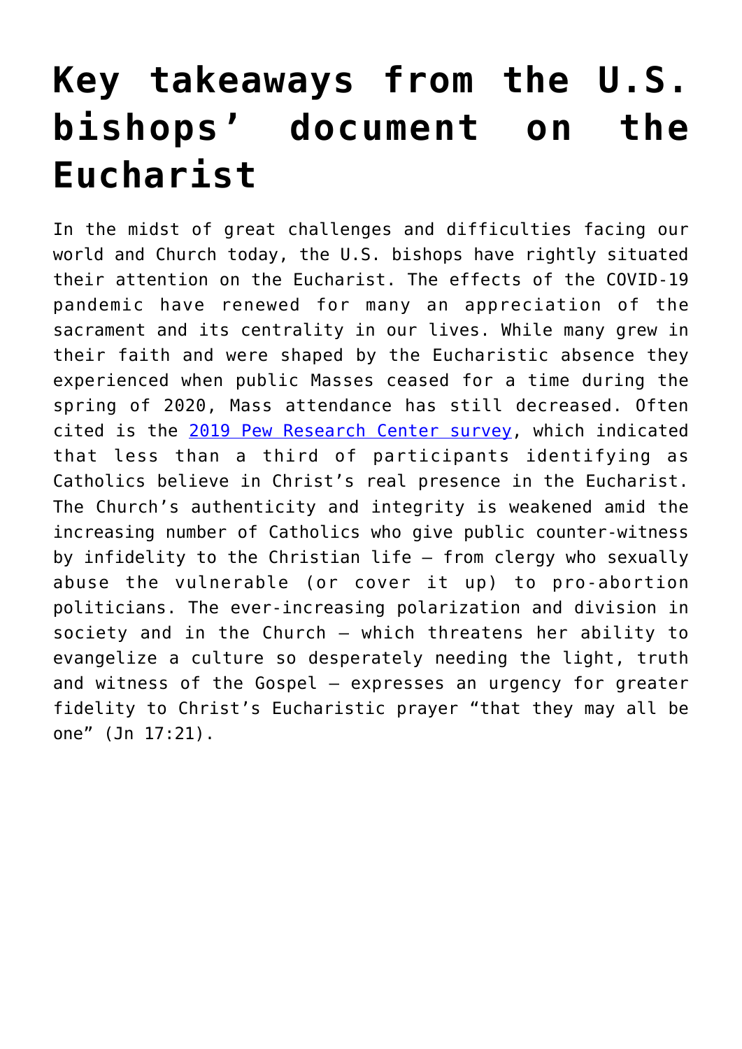# Key takeaways from the U.S. bishops' document on the Eucharist

In the midst of great challenges and difficulties facing our world and Church today, the U.S. bishops have rightly situated their attention on the Eucharist. The effects of the COVID-19 pandemic have renewed for many an appreciation of the sacrament and its centrality in our lives. While many grew in their faith and were shaped by the Eucharistic absence they experienced when public Masses ceased for a time during the spring of 2020, Mass attendance has still decreased. Often cited is the [2019 Pew Research Center survey](), which indicated that less than a third of participants identifying as Catholics believe in Christ's real presence in the Eucharist. The Church's authenticity and integrity is weakened amid the increasing number of Catholics who give public counter-witness by infidelity to the Christian life — from clergy who sexually abuse the vulnerable (or cover it up) to pro-abortion politicians. The ever-increasing polarization and division in society and in the Church — which threatens her ability to evangelize a culture so desperately needing the light, truth and witness of the Gospel — expresses an urgency for greater fidelity to Christ's Eucharistic prayer "that they may all be one" (Jn 17:21).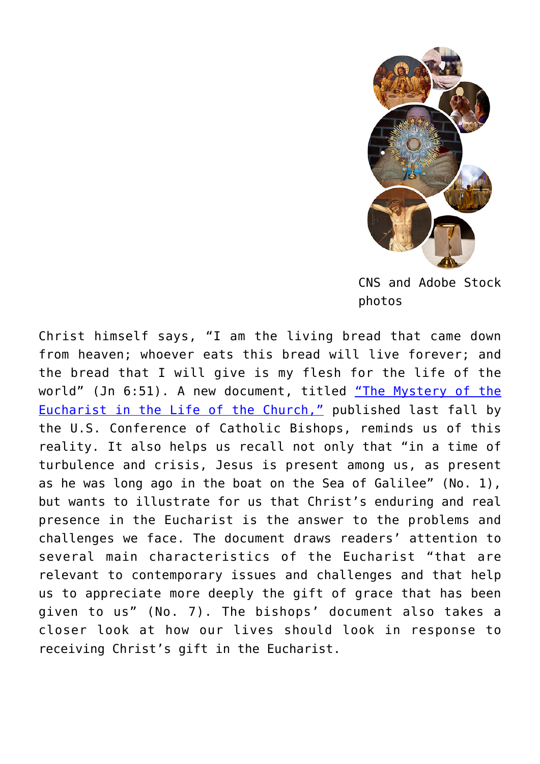CNS and Adobe Stock photos

Christ himself says, "I am the living bread that came down from heaven; whoever eats this bread will live forever; and the bread that I will give is my flesh for the life of the world" (Jn 6:51). A new document, titled "The Mystery of the Eucharist in the Life of the Church," published last fall by the U.S. Conference of Catholic Bishops, reminds us of this reality. It also helps us recall not only that "in a time of turbulence and crisis, Jesus is present among us, as present as he was long ago in the boat on the Sea of Galilee" (No. 1), but wants to illustrate for us that Christ's enduring and real presence in the Eucharist is the answer to the problems and challenges we face. The document draws readers' attention to several main characteristics of the Eucharist "that are relevant to contemporary issues and challenges and that help us to appreciate more deeply the gift of grace that has been given to us" (No. 7). The bishops' document also takes a closer look at how our lives should look in response to receiving Christ's gift in the Eucharist.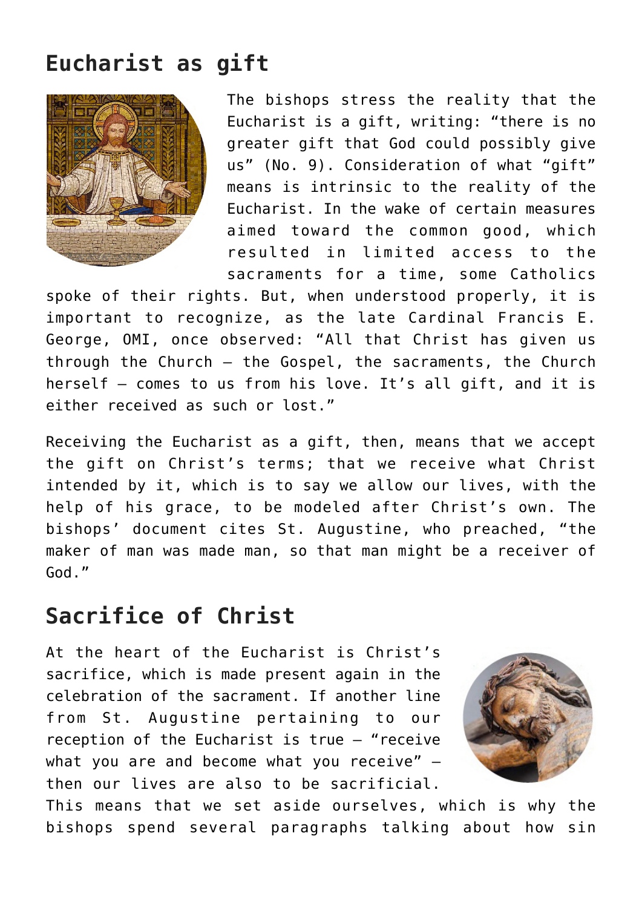## Eucharist as gift

The bishops stress the reality that the Eucharist is a gift, writing: “there is no greater gift that God could possibly give us” (No. 9). Consideration of what “gift” means is intrinsic to the reality of the Eucharist. In the wake of certain measures aimed toward the common good, which resulted in limited access to the sacraments for a time, some Catholics spoke of their rights. But, when understood properly, it is important to recognize, as the late Cardinal Francis E. George, OMI, once observed: “All that Christ has given us through the Church — the Gospel, the sacraments, the Church herself — comes to us from his love. It’s all gift, and it is either received as such or lost.”

Receiving the Eucharist as a gift, then, means that we accept the gift on Christ’s terms; that we receive what Christ intended by it, which is to say we allow our lives, with the help of his grace, to be modeled after Christ’s own. The bishops’ document cites St. Augustine, who preached, “the maker of man was made man, so that man might be a receiver of God.”

## Sacrifice of Christ

At the heart of the Eucharist is Christ’s sacrifice, which is made present again in the celebration of the sacrament. If another line from St. Augustine pertaining to our reception of the Eucharist is true — “receive what you are and become what you receive” — then our lives are also to be sacrificial. This means that we set aside ourselves, which is why the bishops spend several paragraphs talking about how sin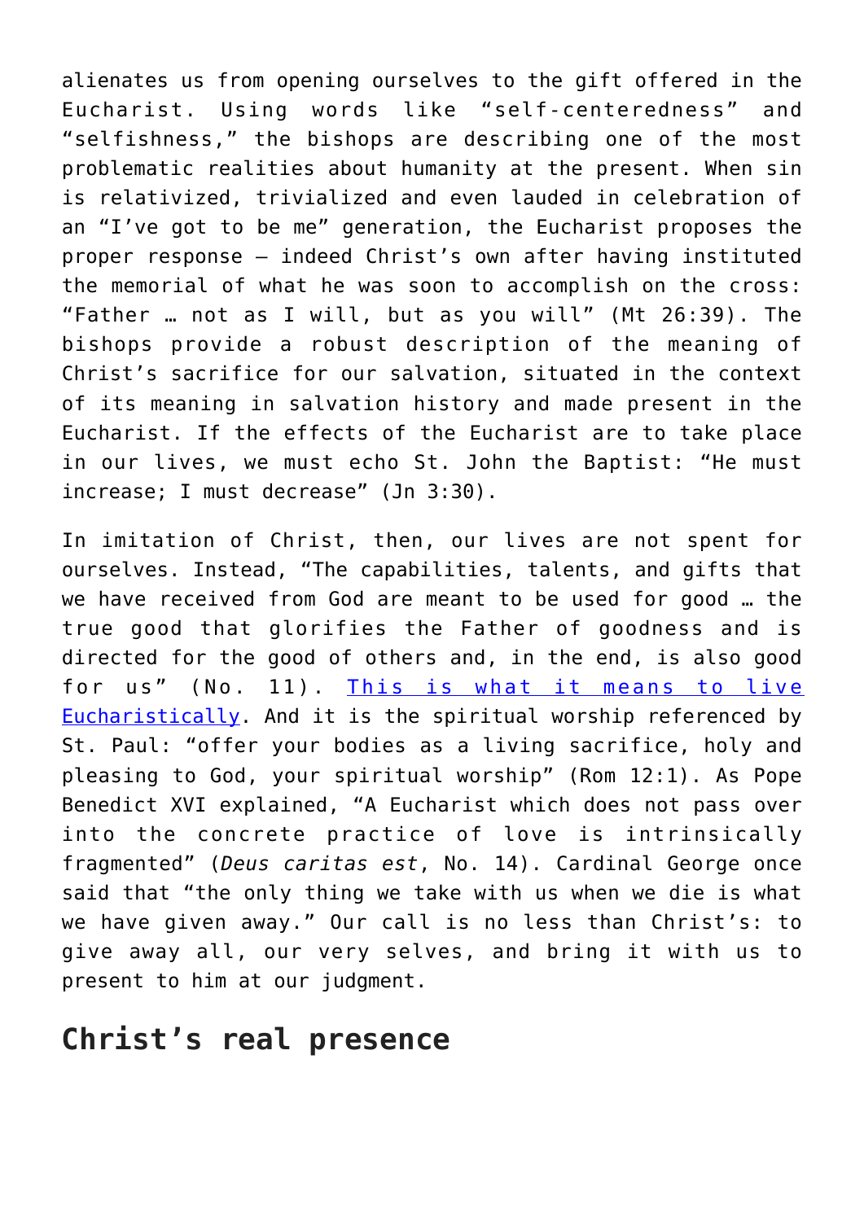alienates us from opening ourselves to the gift offered in the Eucharist. Using words like "self-centeredness" and "selfishness," the bishops are describing one of the most problematic realities about humanity at the present. When sin is relativized, trivialized and even lauded in celebration of an "I've got to be me" generation, the Eucharist proposes the proper response — indeed Christ's own after having instituted the memorial of what he was soon to accomplish on the cross: "Father … not as I will, but as you will" (Mt 26:39). The bishops provide a robust description of the meaning of Christ's sacrifice for our salvation, situated in the context of its meaning in salvation history and made present in the Eucharist. If the effects of the Eucharist are to take place in our lives, we must echo St. John the Baptist: "He must increase; I must decrease" (Jn 3:30).

In imitation of Christ, then, our lives are not spent for ourselves. Instead, "The capabilities, talents, and gifts that we have received from God are meant to be used for good … the true good that glorifies the Father of goodness and is directed for the good of others and, in the end, is also good for us" (No. 11). This is what it means to live Eucharistically. And it is the spiritual worship referenced by St. Paul: "offer your bodies as a living sacrifice, holy and pleasing to God, your spiritual worship" (Rom 12:1). As Pope Benedict XVI explained, "A Eucharist which does not pass over into the concrete practice of love is intrinsically fragmented" (*Deus caritas est*, No. 14). Cardinal George once said that "the only thing we take with us when we die is what we have given away." Our call is no less than Christ's: to give away all, our very selves, and bring it with us to present to him at our judgment.

## Christ's real presence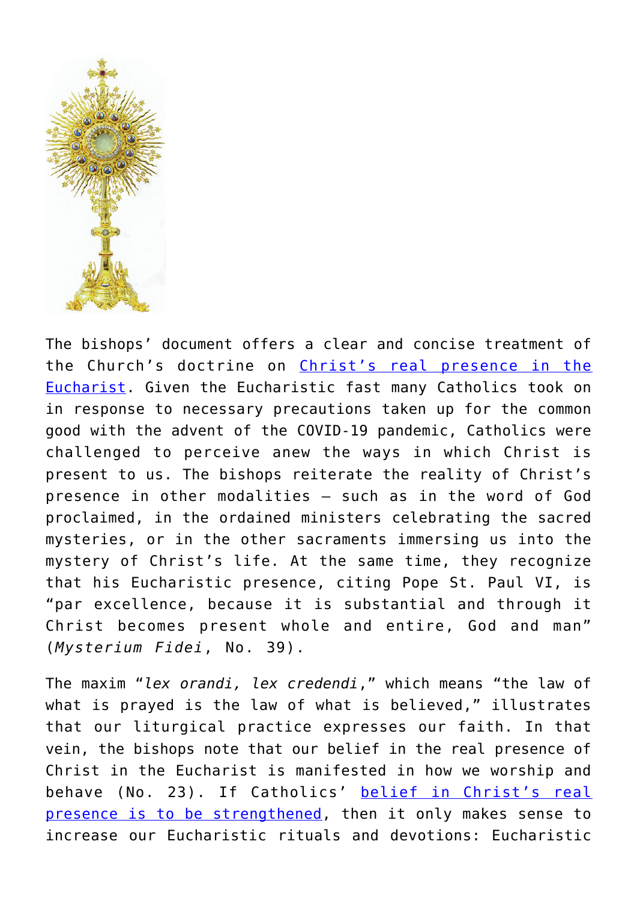The bishops' document offers a clear and concise treatment of the Church's doctrine on Christ's real presence in the Eucharist. Given the Eucharistic fast many Catholics took on in response to necessary precautions taken up for the common good with the advent of the COVID-19 pandemic, Catholics were challenged to perceive anew the ways in which Christ is present to us. The bishops reiterate the reality of Christ's presence in other modalities – such as in the word of God proclaimed, in the ordained ministers celebrating the sacred mysteries, or in the other sacraments immersing us into the mystery of Christ's life. At the same time, they recognize that his Eucharistic presence, citing Pope St. Paul VI, is "par excellence, because it is substantial and through it Christ becomes present whole and entire, God and man" (*Mysterium Fidei*, No. 39).

The maxim "*lex orandi, lex credendi*," which means "the law of what is prayed is the law of what is believed," illustrates that our liturgical practice expresses our faith. In that vein, the bishops note that our belief in the real presence of Christ in the Eucharist is manifested in how we worship and behave (No. 23). If Catholics' belief in Christ's real presence is to be strengthened, then it only makes sense to increase our Eucharistic rituals and devotions: Eucharistic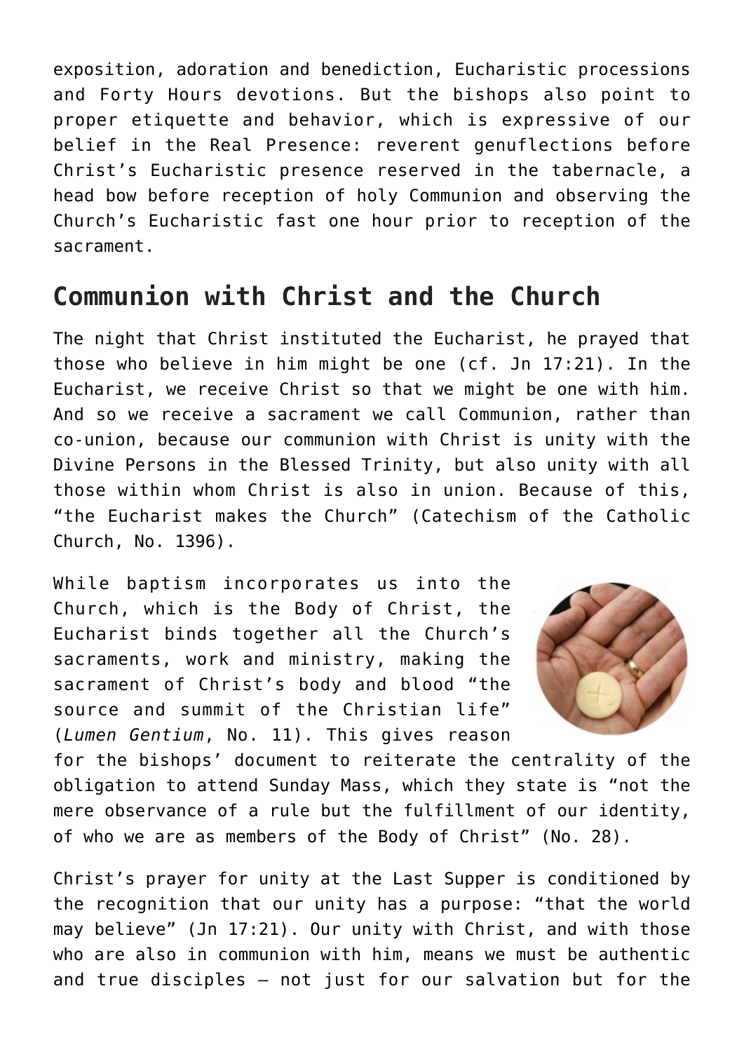exposition, adoration and benediction, Eucharistic processions and Forty Hours devotions. But the bishops also point to proper etiquette and behavior, which is expressive of our belief in the Real Presence: reverent genuflections before Christ's Eucharistic presence reserved in the tabernacle, a head bow before reception of holy Communion and observing the Church's Eucharistic fast one hour prior to reception of the sacrament.

## Communion with Christ and the Church

The night that Christ instituted the Eucharist, he prayed that those who believe in him might be one (cf. Jn 17:21). In the Eucharist, we receive Christ so that we might be one with him. And so we receive a sacrament we call Communion, rather than co-union, because our communion with Christ is unity with the Divine Persons in the Blessed Trinity, but also unity with all those within whom Christ is also in union. Because of this, "the Eucharist makes the Church" (Catechism of the Catholic Church, No. 1396).

While baptism incorporates us into the Church, which is the Body of Christ, the Eucharist binds together all the Church's sacraments, work and ministry, making the sacrament of Christ's body and blood "the source and summit of the Christian life" (*Lumen Gentium*, No. 11). This gives reason for the bishops' document to reiterate the centrality of the obligation to attend Sunday Mass, which they state is "not the mere observance of a rule but the fulfillment of our identity, of who we are as members of the Body of Christ" (No. 28).

Christ's prayer for unity at the Last Supper is conditioned by the recognition that our unity has a purpose: "that the world may believe" (Jn 17:21). Our unity with Christ, and with those who are also in communion with him, means we must be authentic and true disciples — not just for our salvation but for the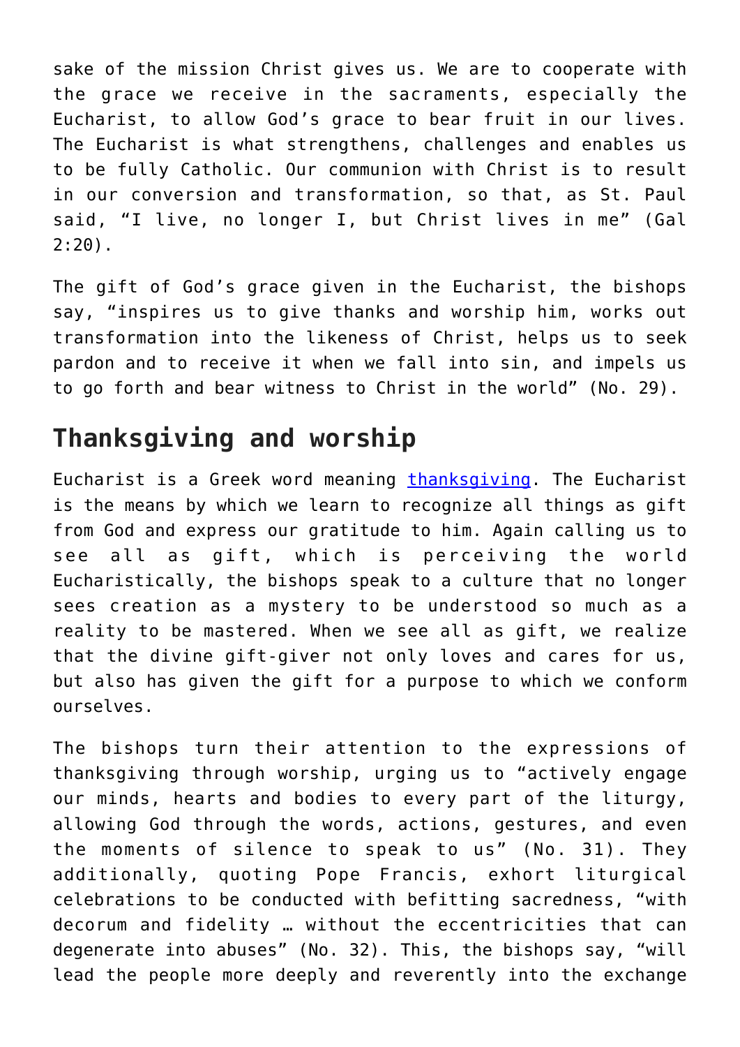sake of the mission Christ gives us. We are to cooperate with the grace we receive in the sacraments, especially the Eucharist, to allow God's grace to bear fruit in our lives. The Eucharist is what strengthens, challenges and enables us to be fully Catholic. Our communion with Christ is to result in our conversion and transformation, so that, as St. Paul said, "I live, no longer I, but Christ lives in me" (Gal 2:20).

The gift of God's grace given in the Eucharist, the bishops say, "inspires us to give thanks and worship him, works out transformation into the likeness of Christ, helps us to seek pardon and to receive it when we fall into sin, and impels us to go forth and bear witness to Christ in the world" (No. 29).

## Thanksgiving and worship

Eucharist is a Greek word meaning thanksgiving. The Eucharist is the means by which we learn to recognize all things as gift from God and express our gratitude to him. Again calling us to see all as gift, which is perceiving the world Eucharistically, the bishops speak to a culture that no longer sees creation as a mystery to be understood so much as a reality to be mastered. When we see all as gift, we realize that the divine gift-giver not only loves and cares for us, but also has given the gift for a purpose to which we conform ourselves.

The bishops turn their attention to the expressions of thanksgiving through worship, urging us to "actively engage our minds, hearts and bodies to every part of the liturgy, allowing God through the words, actions, gestures, and even the moments of silence to speak to us" (No. 31). They additionally, quoting Pope Francis, exhort liturgical celebrations to be conducted with befitting sacredness, "with decorum and fidelity … without the eccentricities that can degenerate into abuses" (No. 32). This, the bishops say, "will lead the people more deeply and reverently into the exchange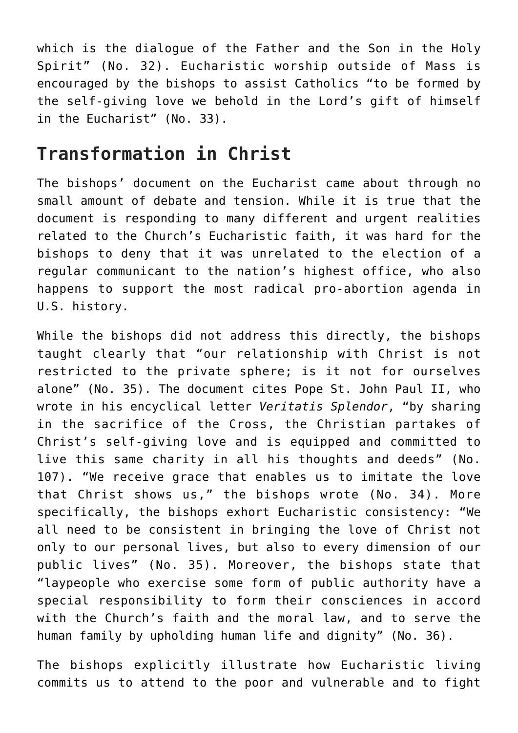which is the dialogue of the Father and the Son in the Holy Spirit" (No. 32). Eucharistic worship outside of Mass is encouraged by the bishops to assist Catholics "to be formed by the self-giving love we behold in the Lord's gift of himself in the Eucharist" (No. 33).

## Transformation in Christ

The bishops' document on the Eucharist came about through no small amount of debate and tension. While it is true that the document is responding to many different and urgent realities related to the Church's Eucharistic faith, it was hard for the bishops to deny that it was unrelated to the election of a regular communicant to the nation's highest office, who also happens to support the most radical pro-abortion agenda in U.S. history.

While the bishops did not address this directly, the bishops taught clearly that "our relationship with Christ is not restricted to the private sphere; is it not for ourselves alone" (No. 35). The document cites Pope St. John Paul II, who wrote in his encyclical letter *Veritatis Splendor*, "by sharing in the sacrifice of the Cross, the Christian partakes of Christ's self-giving love and is equipped and committed to live this same charity in all his thoughts and deeds" (No. 107). "We receive grace that enables us to imitate the love that Christ shows us," the bishops wrote (No. 34). More specifically, the bishops exhort Eucharistic consistency: "We all need to be consistent in bringing the love of Christ not only to our personal lives, but also to every dimension of our public lives" (No. 35). Moreover, the bishops state that "laypeople who exercise some form of public authority have a special responsibility to form their consciences in accord with the Church's faith and the moral law, and to serve the human family by upholding human life and dignity" (No. 36).

The bishops explicitly illustrate how Eucharistic living commits us to attend to the poor and vulnerable and to fight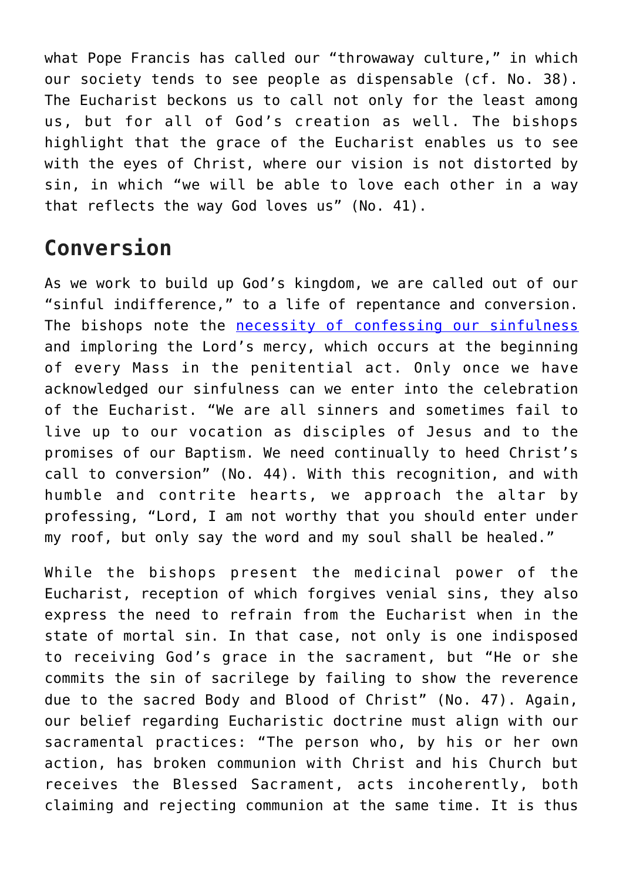what Pope Francis has called our "throwaway culture," in which our society tends to see people as dispensable (cf. No. 38). The Eucharist beckons us to call not only for the least among us, but for all of God's creation as well. The bishops highlight that the grace of the Eucharist enables us to see with the eyes of Christ, where our vision is not distorted by sin, in which "we will be able to love each other in a way that reflects the way God loves us" (No. 41).

## Conversion

As we work to build up God's kingdom, we are called out of our "sinful indifference," to a life of repentance and conversion. The bishops note the necessity of confessing our sinfulness and imploring the Lord's mercy, which occurs at the beginning of every Mass in the penitential act. Only once we have acknowledged our sinfulness can we enter into the celebration of the Eucharist. "We are all sinners and sometimes fail to live up to our vocation as disciples of Jesus and to the promises of our Baptism. We need continually to heed Christ's call to conversion" (No. 44). With this recognition, and with humble and contrite hearts, we approach the altar by professing, "Lord, I am not worthy that you should enter under my roof, but only say the word and my soul shall be healed."

While the bishops present the medicinal power of the Eucharist, reception of which forgives venial sins, they also express the need to refrain from the Eucharist when in the state of mortal sin. In that case, not only is one indisposed to receiving God's grace in the sacrament, but "He or she commits the sin of sacrilege by failing to show the reverence due to the sacred Body and Blood of Christ" (No. 47). Again, our belief regarding Eucharistic doctrine must align with our sacramental practices: "The person who, by his or her own action, has broken communion with Christ and his Church but receives the Blessed Sacrament, acts incoherently, both claiming and rejecting communion at the same time. It is thus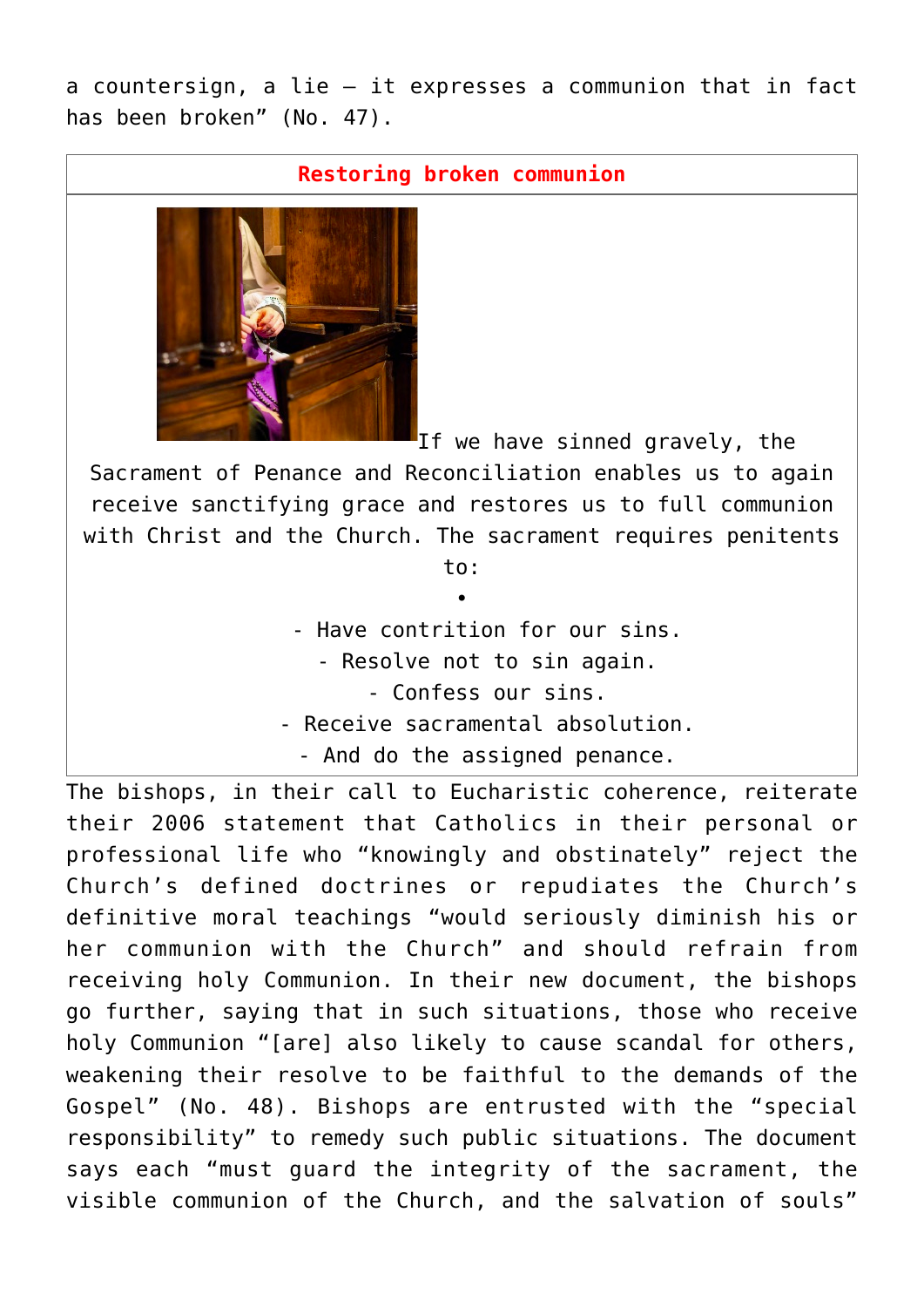a countersign, a lie — it expresses a communion that in fact has been broken" (No. 47).

**Restoring broken communion**

If we have sinned gravely, the Sacrament of Penance and Reconciliation enables us to again receive sanctifying grace and restores us to full communion with Christ and the Church. The sacrament requires penitents to:

- Have contrition for our sins.
- Resolve not to sin again.
- Confess our sins.
- Receive sacramental absolution.
- And do the assigned penance.

The bishops, in their call to Eucharistic coherence, reiterate their 2006 statement that Catholics in their personal or professional life who "knowingly and obstinately" reject the Church's defined doctrines or repudiates the Church's definitive moral teachings "would seriously diminish his or her communion with the Church" and should refrain from receiving holy Communion. In their new document, the bishops go further, saying that in such situations, those who receive holy Communion "[are] also likely to cause scandal for others, weakening their resolve to be faithful to the demands of the Gospel" (No. 48). Bishops are entrusted with the "special responsibility" to remedy such public situations. The document says each "must guard the integrity of the sacrament, the visible communion of the Church, and the salvation of souls"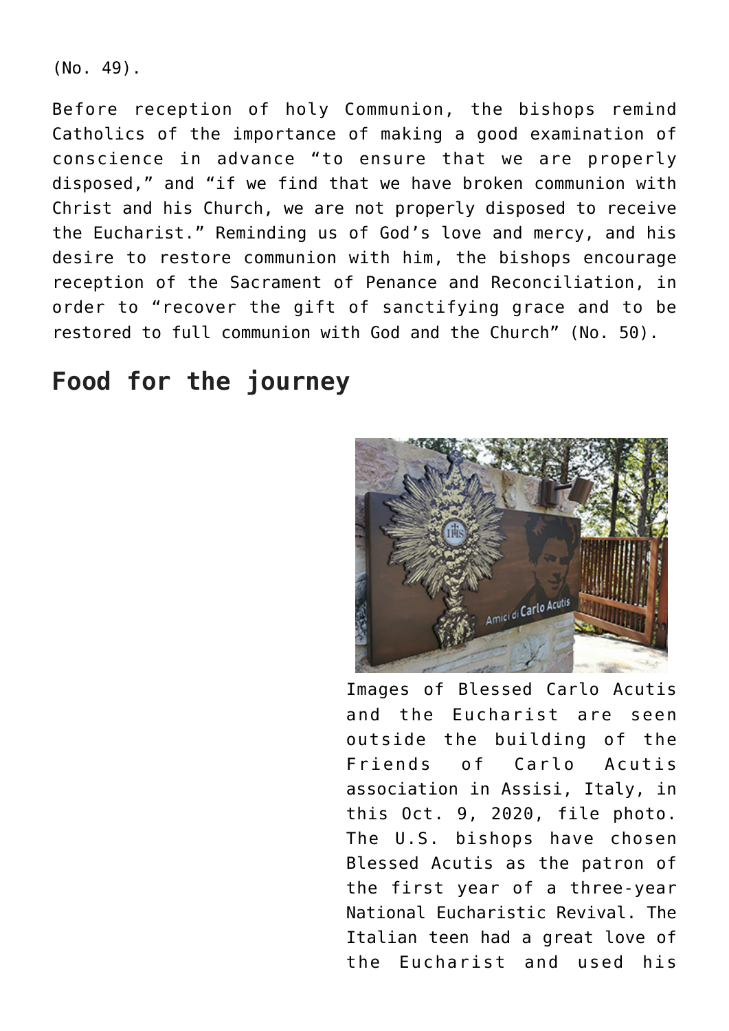(No. 49).

Before reception of holy Communion, the bishops remind Catholics of the importance of making a good examination of conscience in advance "to ensure that we are properly disposed," and "if we find that we have broken communion with Christ and his Church, we are not properly disposed to receive the Eucharist." Reminding us of God's love and mercy, and his desire to restore communion with him, the bishops encourage reception of the Sacrament of Penance and Reconciliation, in order to "recover the gift of sanctifying grace and to be restored to full communion with God and the Church" (No. 50).

## Food for the journey

Images of Blessed Carlo Acutis and the Eucharist are seen outside the building of the Friends of Carlo Acutis association in Assisi, Italy, in this Oct. 9, 2020, file photo. The U.S. bishops have chosen Blessed Acutis as the patron of the first year of a three-year National Eucharistic Revival. The Italian teen had a great love of the Eucharist and used his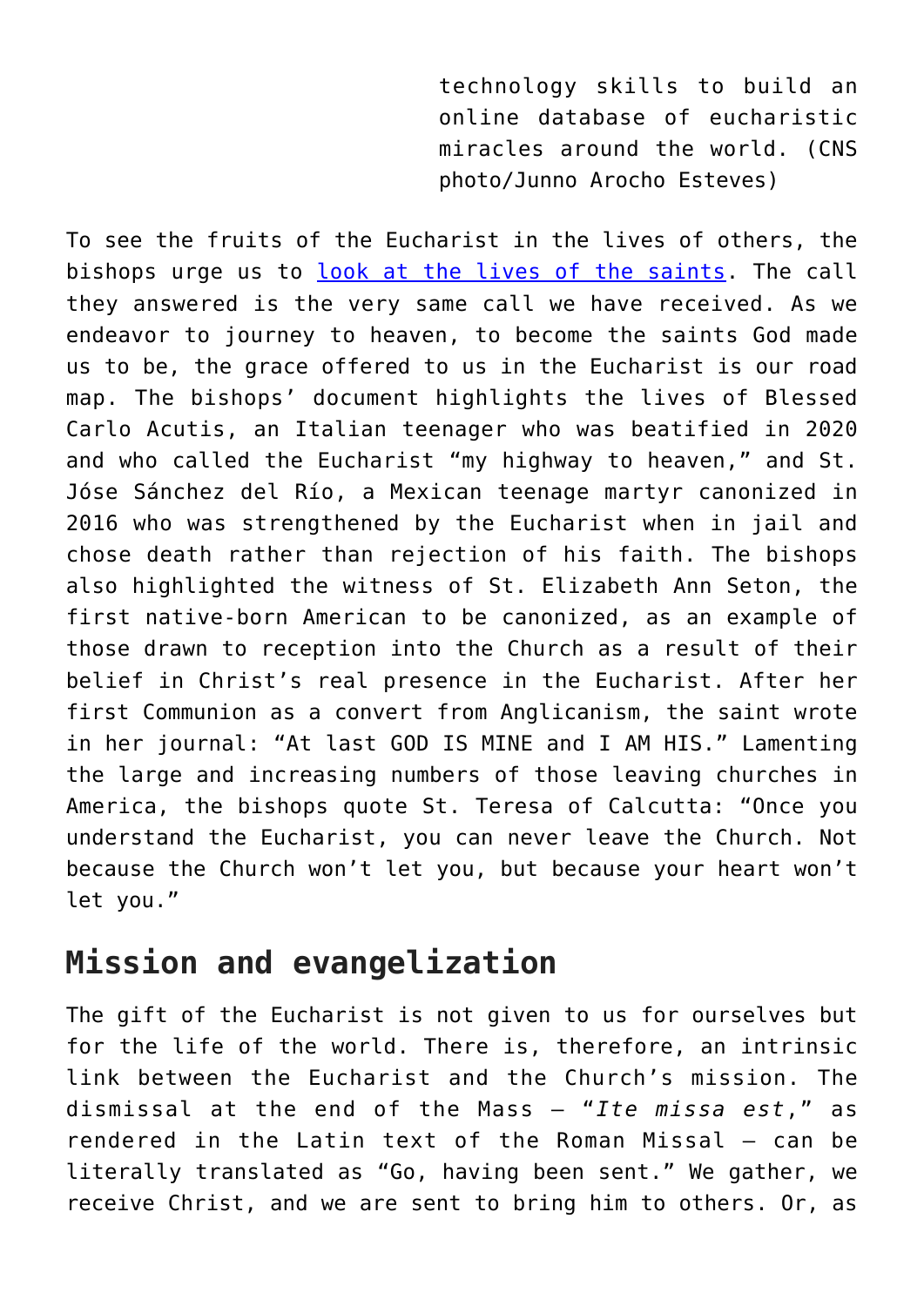technology skills to build an online database of eucharistic miracles around the world. (CNS photo/Junno Arocho Esteves)

To see the fruits of the Eucharist in the lives of others, the bishops urge us to look at the lives of the saints. The call they answered is the very same call we have received. As we endeavor to journey to heaven, to become the saints God made us to be, the grace offered to us in the Eucharist is our road map. The bishops' document highlights the lives of Blessed Carlo Acutis, an Italian teenager who was beatified in 2020 and who called the Eucharist "my highway to heaven," and St. Jóse Sánchez del Río, a Mexican teenage martyr canonized in 2016 who was strengthened by the Eucharist when in jail and chose death rather than rejection of his faith. The bishops also highlighted the witness of St. Elizabeth Ann Seton, the first native-born American to be canonized, as an example of those drawn to reception into the Church as a result of their belief in Christ's real presence in the Eucharist. After her first Communion as a convert from Anglicanism, the saint wrote in her journal: "At last GOD IS MINE and I AM HIS." Lamenting the large and increasing numbers of those leaving churches in America, the bishops quote St. Teresa of Calcutta: "Once you understand the Eucharist, you can never leave the Church. Not because the Church won't let you, but because your heart won't let you."

## Mission and evangelization

The gift of the Eucharist is not given to us for ourselves but for the life of the world. There is, therefore, an intrinsic link between the Eucharist and the Church's mission. The dismissal at the end of the Mass — "*Ite missa est*," as rendered in the Latin text of the Roman Missal — can be literally translated as "Go, having been sent." We gather, we receive Christ, and we are sent to bring him to others. Or, as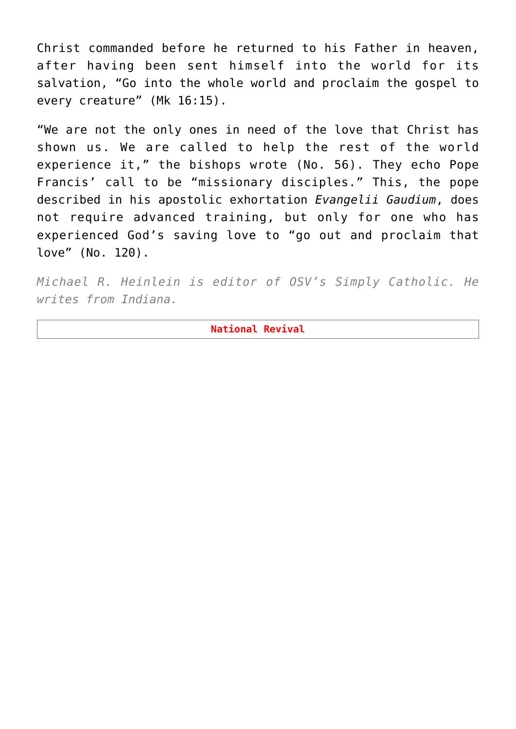Christ commanded before he returned to his Father in heaven, after having been sent himself into the world for its salvation, “Go into the whole world and proclaim the gospel to every creature” (Mk 16:15).

“We are not the only ones in need of the love that Christ has shown us. We are called to help the rest of the world experience it,” the bishops wrote (No. 56). They echo Pope Francis’ call to be “missionary disciples.” This, the pope described in his apostolic exhortation *Evangelii Gaudium*, does not require advanced training, but only for one who has experienced God’s saving love to “go out and proclaim that love” (No. 120).

*Michael R. Heinlein is editor of OSV’s Simply Catholic. He writes from Indiana.*

**National Revival**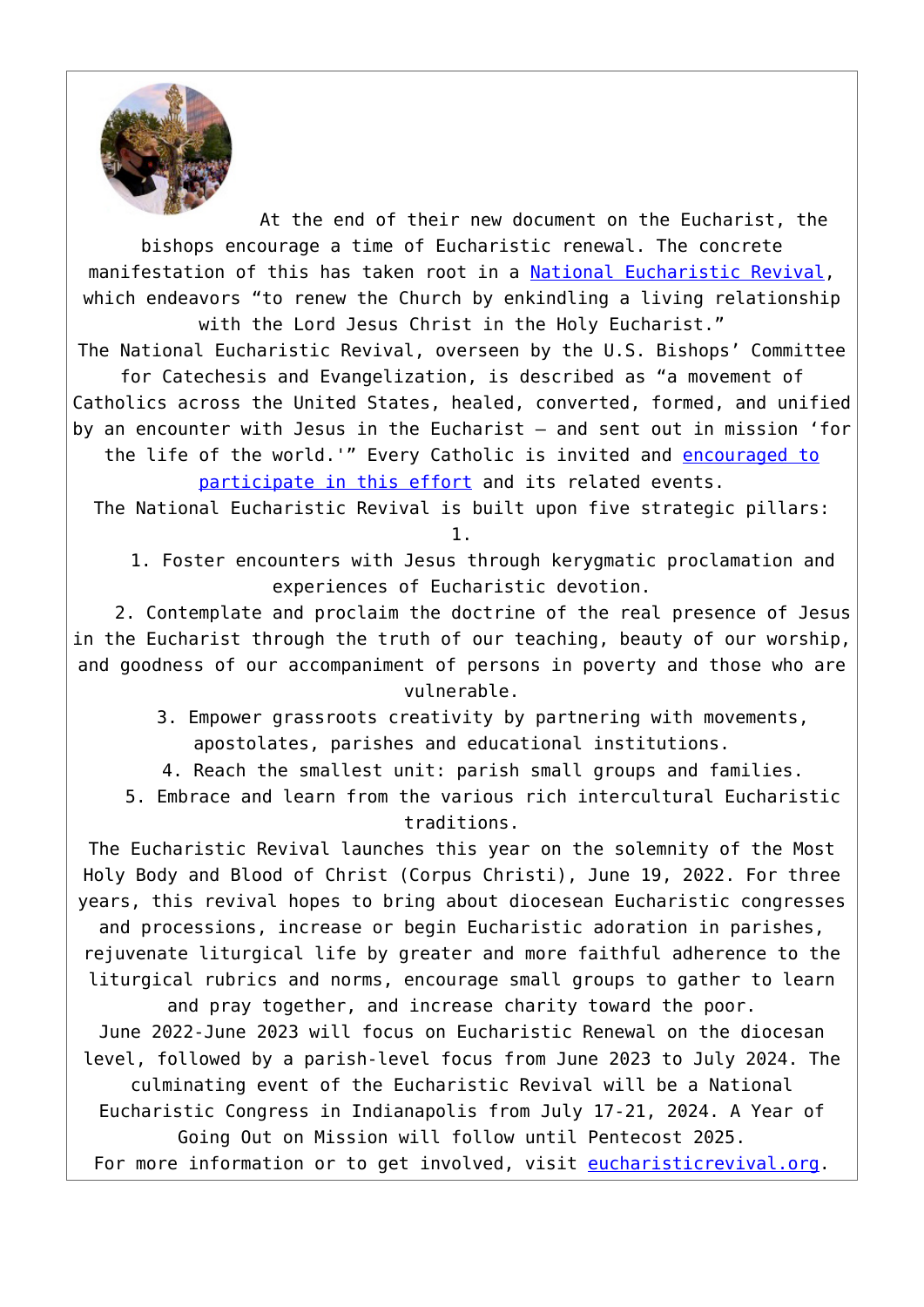At the end of their new document on the Eucharist, the bishops encourage a time of Eucharistic renewal. The concrete manifestation of this has taken root in a National Eucharistic Revival, which endeavors "to renew the Church by enkindling a living relationship with the Lord Jesus Christ in the Holy Eucharist."

The National Eucharistic Revival, overseen by the U.S. Bishops' Committee for Catechesis and Evangelization, is described as "a movement of Catholics across the United States, healed, converted, formed, and unified by an encounter with Jesus in the Eucharist – and sent out in mission 'for the life of the world.'" Every Catholic is invited and encouraged to participate in this effort and its related events.

The National Eucharistic Revival is built upon five strategic pillars:

1. 

1. Foster encounters with Jesus through kerygmatic proclamation and experiences of Eucharistic devotion.
2. Contemplate and proclaim the doctrine of the real presence of Jesus in the Eucharist through the truth of our teaching, beauty of our worship, and goodness of our accompaniment of persons in poverty and those who are vulnerable.
3. Empower grassroots creativity by partnering with movements, apostolates, parishes and educational institutions.
4. Reach the smallest unit: parish small groups and families.
5. Embrace and learn from the various rich intercultural Eucharistic traditions.

The Eucharistic Revival launches this year on the solemnity of the Most Holy Body and Blood of Christ (Corpus Christi), June 19, 2022. For three years, this revival hopes to bring about diocesean Eucharistic congresses and processions, increase or begin Eucharistic adoration in parishes, rejuvenate liturgical life by greater and more faithful adherence to the liturgical rubrics and norms, encourage small groups to gather to learn and pray together, and increase charity toward the poor.

June 2022-June 2023 will focus on Eucharistic Renewal on the diocesan level, followed by a parish-level focus from June 2023 to July 2024. The culminating event of the Eucharistic Revival will be a National Eucharistic Congress in Indianapolis from July 17-21, 2024. A Year of Going Out on Mission will follow until Pentecost 2025.

For more information or to get involved, visit eucharisticrevival.org.